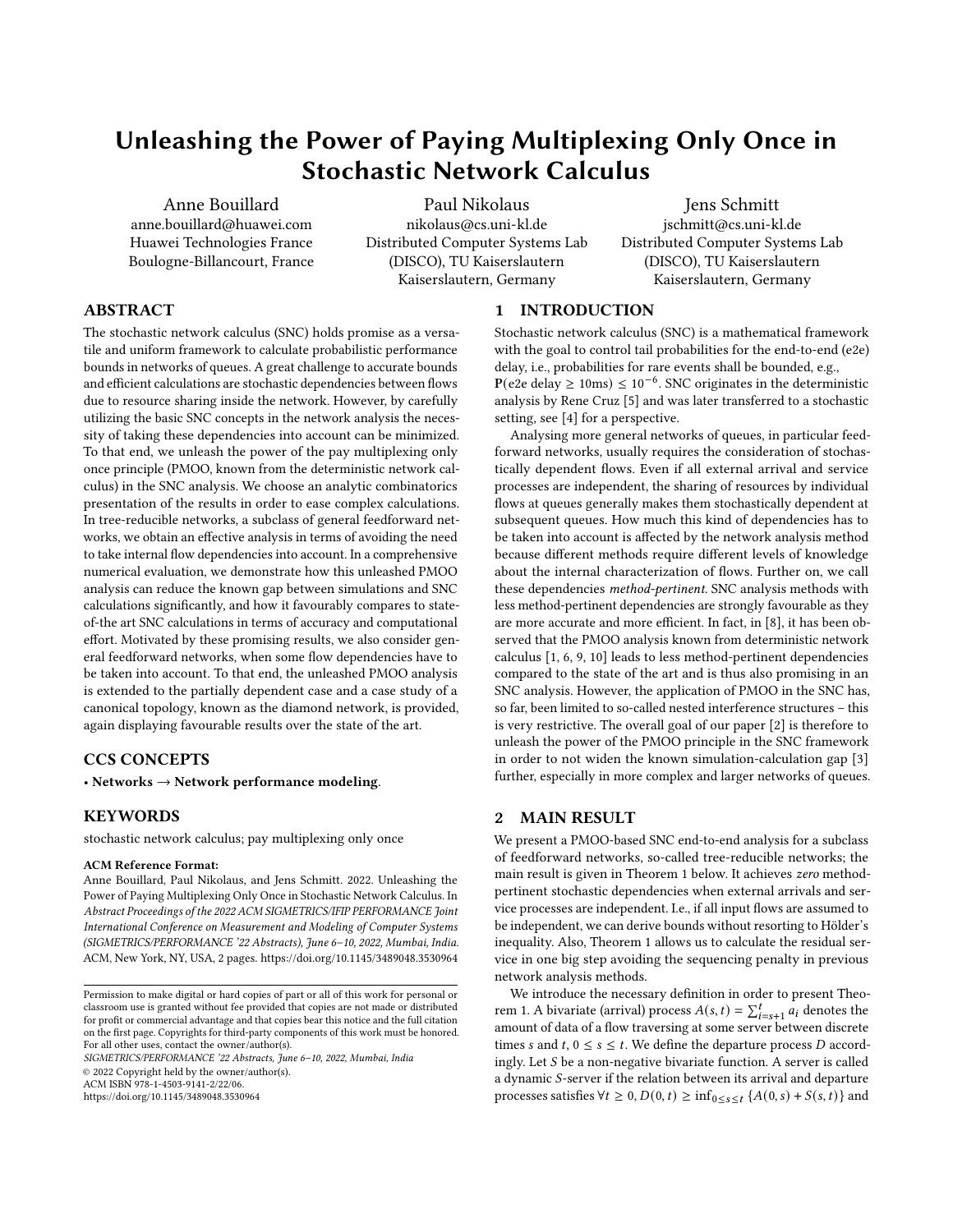# Unleashing the Power of Paying Multiplexing Only Once in Stochastic Network Calculus

Anne Bouillard
anne.bouillard@huawei.com
Huawei Technologies France
Boulogne-Billancourt, France

Paul Nikolaus
nikolaus@cs.uni-kl.de
Distributed Computer Systems Lab (DISCO), TU Kaiserslautern
Kaiserslautern, Germany

Jens Schmitt
jschmitt@cs.uni-kl.de
Distributed Computer Systems Lab (DISCO), TU Kaiserslautern
Kaiserslautern, Germany

## ABSTRACT

The stochastic network calculus (SNC) holds promise as a versatile and uniform framework to calculate probabilistic performance bounds in networks of queues. A great challenge to accurate bounds and efficient calculations are stochastic dependencies between flows due to resource sharing inside the network. However, by carefully utilizing the basic SNC concepts in the network analysis the necessity of taking these dependencies into account can be minimized. To that end, we unleash the power of the pay multiplexing only once principle (PMOO, known from the deterministic network calculus) in the SNC analysis. We choose an analytic combinatorics presentation of the results in order to ease complex calculations. In tree-reducible networks, a subclass of general feedforward networks, we obtain an effective analysis in terms of avoiding the need to take internal flow dependencies into account. In a comprehensive numerical evaluation, we demonstrate how this unleashed PMOO analysis can reduce the known gap between simulations and SNC calculations significantly, and how it favourably compares to state-of-the art SNC calculations in terms of accuracy and computational effort. Motivated by these promising results, we also consider general feedforward networks, when some flow dependencies have to be taken into account. To that end, the unleashed PMOO analysis is extended to the partially dependent case and a case study of a canonical topology, known as the diamond network, is provided, again displaying favourable results over the state of the art.

## CCS CONCEPTS

• **Networks** → **Network performance modeling**.

## KEYWORDS

stochastic network calculus; pay multiplexing only once

**ACM Reference Format:**

Anne Bouillard, Paul Nikolaus, and Jens Schmitt. 2022. Unleashing the Power of Paying Multiplexing Only Once in Stochastic Network Calculus. In *Abstract Proceedings of the 2022 ACM SIGMETRICS/IFIP PERFORMANCE Joint International Conference on Measurement and Modeling of Computer Systems (SIGMETRICS/PERFORMANCE '22 Abstracts), June 6–10, 2022, Mumbai, India.* ACM, New York, NY, USA, 2 pages. https://doi.org/10.1145/3489048.3530964

Permission to make digital or hard copies of part or all of this work for personal or classroom use is granted without fee provided that copies are not made or distributed for profit or commercial advantage and that copies bear this notice and the full citation on the first page. Copyrights for third-party components of this work must be honored. For all other uses, contact the owner/author(s).
*SIGMETRICS/PERFORMANCE '22 Abstracts, June 6–10, 2022, Mumbai, India*
© 2022 Copyright held by the owner/author(s).
ACM ISBN 978-1-4503-9141-2/22/06.
https://doi.org/10.1145/3489048.3530964

## 1 INTRODUCTION

Stochastic network calculus (SNC) is a mathematical framework with the goal to control tail probabilities for the end-to-end (e2e) delay, i.e., probabilities for rare events shall be bounded, e.g., $\mathbf{P}(\text{e2e delay} \geq 10\text{ms}) \leq 10^{-6}$. SNC originates in the deterministic analysis by Rene Cruz [5] and was later transferred to a stochastic setting, see [4] for a perspective.

Analysing more general networks of queues, in particular feedforward networks, usually requires the consideration of stochastically dependent flows. Even if all external arrival and service processes are independent, the sharing of resources by individual flows at queues generally makes them stochastically dependent at subsequent queues. How much this kind of dependencies has to be taken into account is affected by the network analysis method because different methods require different levels of knowledge about the internal characterization of flows. Further on, we call these dependencies *method-pertinent*. SNC analysis methods with less method-pertinent dependencies are strongly favourable as they are more accurate and more efficient. In fact, in [8], it has been observed that the PMOO analysis known from deterministic network calculus [1, 6, 9, 10] leads to less method-pertinent dependencies compared to the state of the art and is thus also promising in an SNC analysis. However, the application of PMOO in the SNC has, so far, been limited to so-called nested interference structures – this is very restrictive. The overall goal of our paper [2] is therefore to unleash the power of the PMOO principle in the SNC framework in order to not widen the known simulation-calculation gap [3] further, especially in more complex and larger networks of queues.

## 2 MAIN RESULT

We present a PMOO-based SNC end-to-end analysis for a subclass of feedforward networks, so-called tree-reducible networks; the main result is given in Theorem 1 below. It achieves *zero* method-pertinent stochastic dependencies when external arrivals and service processes are independent. I.e., if all input flows are assumed to be independent, we can derive bounds without resorting to Hölder's inequality. Also, Theorem 1 allows us to calculate the residual service in one big step avoiding the sequencing penalty in previous network analysis methods.

We introduce the necessary definition in order to present Theorem 1. A bivariate (arrival) process $A(s,t) = \sum_{i=s+1}^{t} a_i$ denotes the amount of data of a flow traversing at some server between discrete times $s$ and $t$, $0 \leq s \leq t$. We define the departure process $D$ accordingly. Let $S$ be a non-negative bivariate function. A server is called a dynamic $S$-server if the relation between its arrival and departure processes satisfies $\forall t \geq 0, D(0,t) \geq \inf_{0 \leq s \leq t} \{A(0,s) + S(s,t)\}$ and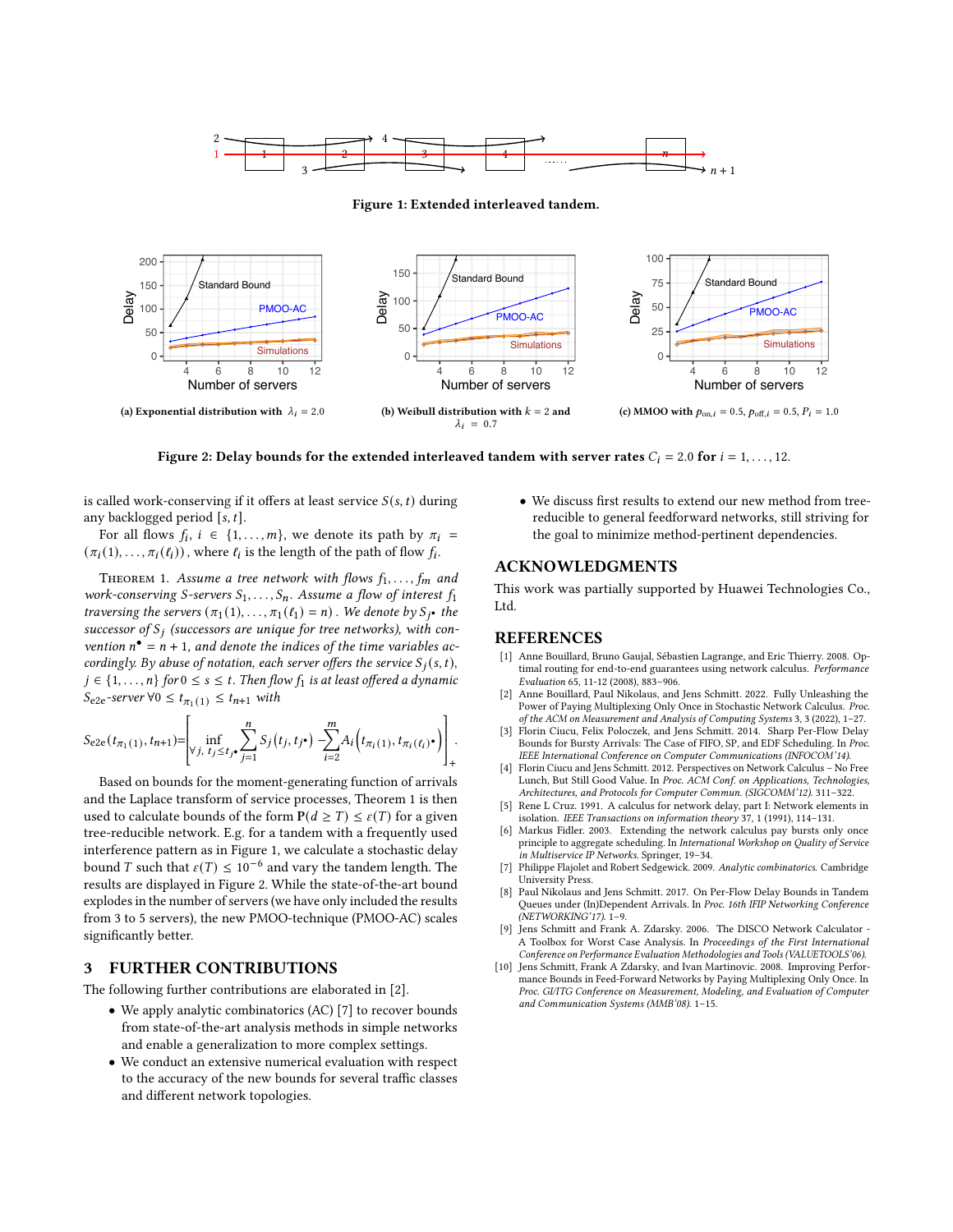2
1
3
4
n + 1

Figure 1: Extended interleaved tandem.

Delay
Standard Bound
PMOO-AC
Simulations
Number of servers

(a) Exponential distribution with $\lambda_i = 2.0$

(b) Weibull distribution with $k = 2$ and $\lambda_i = 0.7$

(c) MMOO with $p_{\mathrm{on},i} = 0.5$, $p_{\mathrm{off},i} = 0.5$, $P_i = 1.0$

Figure 2: Delay bounds for the extended interleaved tandem with server rates $C_i = 2.0$ for $i = 1, \ldots, 12$.

is called work-conserving if it offers at least service $S(s,t)$ during any backlogged period $[s,t]$.

For all flows $f_i$, $i \in \{1, \ldots, m\}$, we denote its path by $\pi_i = (\pi_i(1), \ldots, \pi_i(\ell_i))$, where $\ell_i$ is the length of the path of flow $f_i$.

Theorem 1. *Assume a tree network with flows $f_1, \ldots, f_m$ and work-conserving S-servers $S_1, \ldots, S_n$. Assume a flow of interest $f_1$ traversing the servers $(\pi_1(1), \ldots, \pi_1(\ell_1) = n)$. We denote by $S_{j^\bullet}$ the successor of $S_j$ (successors are unique for tree networks), with convention $n^\bullet = n + 1$, and denote the indices of the time variables accordingly. By abuse of notation, each server offers the service $S_j(s,t)$, $j \in \{1, \ldots, n\}$ for $0 \leq s \leq t$. Then flow $f_1$ is at least offered a dynamic $S_{\mathrm{e2e}}$-server $\forall 0 \leq t_{\pi_1(1)} \leq t_{n+1}$ with*

$$S_{\mathrm{e2e}}(t_{\pi_1(1)}, t_{n+1}) = \left[ \inf_{\forall j,\, t_j \leq t_{j^\bullet}} \sum_{j=1}^{n} S_j\left(t_j, t_{j^\bullet}\right) - \sum_{i=2}^{m} A_i\left(t_{\pi_i(1)}, t_{\pi_i(\ell_i)^\bullet}\right) \right]_+ .$$

Based on bounds for the moment-generating function of arrivals and the Laplace transform of service processes, Theorem 1 is then used to calculate bounds of the form $\mathbf{P}(d \geq T) \leq \varepsilon(T)$ for a given tree-reducible network. E.g. for a tandem with a frequently used interference pattern as in Figure 1, we calculate a stochastic delay bound $T$ such that $\varepsilon(T) \leq 10^{-6}$ and vary the tandem length. The results are displayed in Figure 2. While the state-of-the-art bound explodes in the number of servers (we have only included the results from 3 to 5 servers), the new PMOO-technique (PMOO-AC) scales significantly better.

## 3 FURTHER CONTRIBUTIONS

The following further contributions are elaborated in [2].

- We apply analytic combinatorics (AC) [7] to recover bounds from state-of-the-art analysis methods in simple networks and enable a generalization to more complex settings.
- We conduct an extensive numerical evaluation with respect to the accuracy of the new bounds for several traffic classes and different network topologies.
- We discuss first results to extend our new method from tree-reducible to general feedforward networks, still striving for the goal to minimize method-pertinent dependencies.

## ACKNOWLEDGMENTS

This work was partially supported by Huawei Technologies Co., Ltd.

## REFERENCES

[1] Anne Bouillard, Bruno Gaujal, Sébastien Lagrange, and Eric Thierry. 2008. Optimal routing for end-to-end guarantees using network calculus. *Performance Evaluation* 65, 11-12 (2008), 883–906.

[2] Anne Bouillard, Paul Nikolaus, and Jens Schmitt. 2022. Fully Unleashing the Power of Paying Multiplexing Only Once in Stochastic Network Calculus. *Proc. of the ACM on Measurement and Analysis of Computing Systems* 3, 3 (2022), 1–27.

[3] Florin Ciucu, Felix Poloczek, and Jens Schmitt. 2014. Sharp Per-Flow Delay Bounds for Bursty Arrivals: The Case of FIFO, SP, and EDF Scheduling. In *Proc. IEEE International Conference on Computer Communications (INFOCOM'14)*.

[4] Florin Ciucu and Jens Schmitt. 2012. Perspectives on Network Calculus – No Free Lunch, But Still Good Value. In *Proc. ACM Conf. on Applications, Technologies, Architectures, and Protocols for Computer Commun. (SIGCOMM'12)*. 311–322.

[5] Rene L Cruz. 1991. A calculus for network delay, part I: Network elements in isolation. *IEEE Transactions on information theory* 37, 1 (1991), 114–131.

[6] Markus Fidler. 2003. Extending the network calculus pay bursts only once principle to aggregate scheduling. In *International Workshop on Quality of Service in Multiservice IP Networks*. Springer, 19–34.

[7] Philippe Flajolet and Robert Sedgewick. 2009. *Analytic combinatorics*. Cambridge University Press.

[8] Paul Nikolaus and Jens Schmitt. 2017. On Per-Flow Delay Bounds in Tandem Queues under (In)Dependent Arrivals. In *Proc. 16th IFIP Networking Conference (NETWORKING'17)*. 1–9.

[9] Jens Schmitt and Frank A. Zdarsky. 2006. The DISCO Network Calculator - A Toolbox for Worst Case Analysis. In *Proceedings of the First International Conference on Performance Evaluation Methodologies and Tools (VALUETOOLS'06)*.

[10] Jens Schmitt, Frank A Zdarsky, and Ivan Martinovic. 2008. Improving Performance Bounds in Feed-Forward Networks by Paying Multiplexing Only Once. In *Proc. GI/ITG Conference on Measurement, Modeling, and Evaluation of Computer and Communication Systems (MMB'08)*. 1–15.